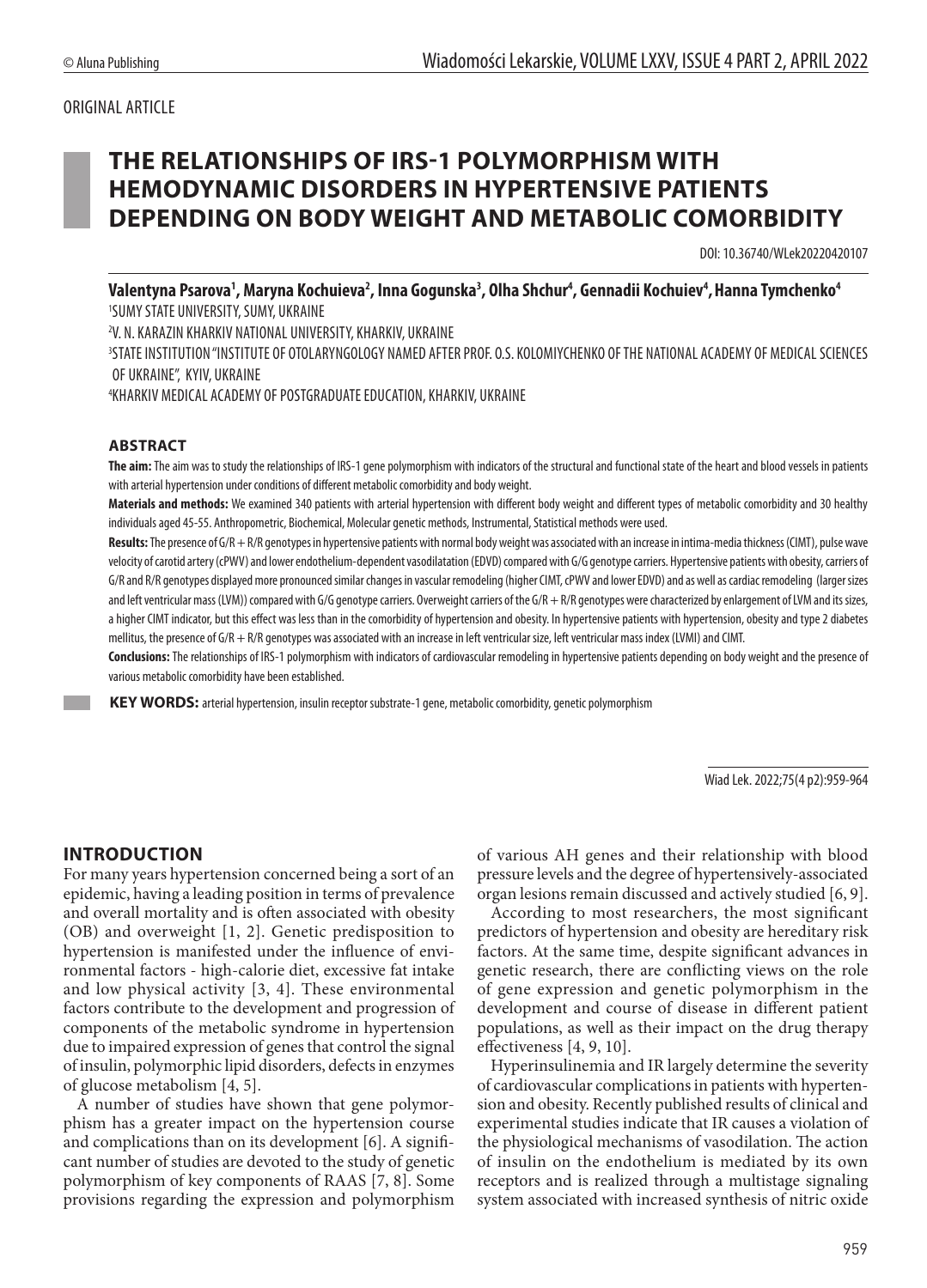ORIGINAL ARTICLE

# THE RELATIONSHIPS OF IRS-1 POLYMORPHISM WITH HEMODYNAMIC DISORDERS IN HYPERTENSIVE PATIENTS DEPENDING ON BODY WEIGHT AND METABOLIC COMORBIDITY

DOI: 10.36740/WLek20220420107

**Valentyna Psarova[1], Maryna Kochuieva[2], Inna Gogunska[3], Olha Shchur[4], Gennadii Kochuiev[4], Hanna Tymchenko[4]**

[1]SUMY STATE UNIVERSITY, SUMY, UKRAINE

[2]V. N. KARAZIN KHARKIV NATIONAL UNIVERSITY, KHARKIV, UKRAINE

[3]STATE INSTITUTION "INSTITUTE OF OTOLARYNGOLOGY NAMED AFTER PROF. O.S. KOLOMIYCHENKO OF THE NATIONAL ACADEMY OF MEDICAL SCIENCES OF UKRAINE", KYIV, UKRAINE

[4]KHARKIV MEDICAL ACADEMY OF POSTGRADUATE EDUCATION, KHARKIV, UKRAINE

## ABSTRACT

**The aim:** The aim was to study the relationships of IRS-1 gene polymorphism with indicators of the structural and functional state of the heart and blood vessels in patients with arterial hypertension under conditions of different metabolic comorbidity and body weight.

**Materials and methods:** We examined 340 patients with arterial hypertension with different body weight and different types of metabolic comorbidity and 30 healthy individuals aged 45-55. Anthropometric, Biochemical, Molecular genetic methods, Instrumental, Statistical methods were used.

**Results:** The presence of G/R + R/R genotypes in hypertensive patients with normal body weight was associated with an increase in intima-media thickness (CIMT), pulse wave velocity of carotid artery (cPWV) and lower endothelium-dependent vasodilatation (EDVD) compared with G/G genotype carriers. Hypertensive patients with obesity, carriers of G/R and R/R genotypes displayed more pronounced similar changes in vascular remodeling (higher CIMT, cPWV and lower EDVD) and as well as cardiac remodeling (larger sizes and left ventricular mass (LVM)) compared with G/G genotype carriers. Overweight carriers of the G/R + R/R genotypes were characterized by enlargement of LVM and its sizes, a higher CIMT indicator, but this effect was less than in the comorbidity of hypertension and obesity. In hypertensive patients with hypertension, obesity and type 2 diabetes mellitus, the presence of G/R + R/R genotypes was associated with an increase in left ventricular size, left ventricular mass index (LVMI) and CIMT.

**Conclusions:** The relationships of IRS-1 polymorphism with indicators of cardiovascular remodeling in hypertensive patients depending on body weight and the presence of various metabolic comorbidity have been established.

**KEY WORDS:** arterial hypertension, insulin receptor substrate-1 gene, metabolic comorbidity, genetic polymorphism

Wiad Lek. 2022;75(4 p2):959-964

## INTRODUCTION

For many years hypertension concerned being a sort of an epidemic, having a leading position in terms of prevalence and overall mortality and is often associated with obesity (OB) and overweight [1, 2]. Genetic predisposition to hypertension is manifested under the influence of environmental factors - high-calorie diet, excessive fat intake and low physical activity [3, 4]. These environmental factors contribute to the development and progression of components of the metabolic syndrome in hypertension due to impaired expression of genes that control the signal of insulin, polymorphic lipid disorders, defects in enzymes of glucose metabolism [4, 5].

A number of studies have shown that gene polymorphism has a greater impact on the hypertension course and complications than on its development [6]. A significant number of studies are devoted to the study of genetic polymorphism of key components of RAAS [7, 8]. Some provisions regarding the expression and polymorphism of various AH genes and their relationship with blood pressure levels and the degree of hypertensively-associated organ lesions remain discussed and actively studied [6, 9].

According to most researchers, the most significant predictors of hypertension and obesity are hereditary risk factors. At the same time, despite significant advances in genetic research, there are conflicting views on the role of gene expression and genetic polymorphism in the development and course of disease in different patient populations, as well as their impact on the drug therapy effectiveness [4, 9, 10].

Hyperinsulinemia and IR largely determine the severity of cardiovascular complications in patients with hypertension and obesity. Recently published results of clinical and experimental studies indicate that IR causes a violation of the physiological mechanisms of vasodilation. The action of insulin on the endothelium is mediated by its own receptors and is realized through a multistage signaling system associated with increased synthesis of nitric oxide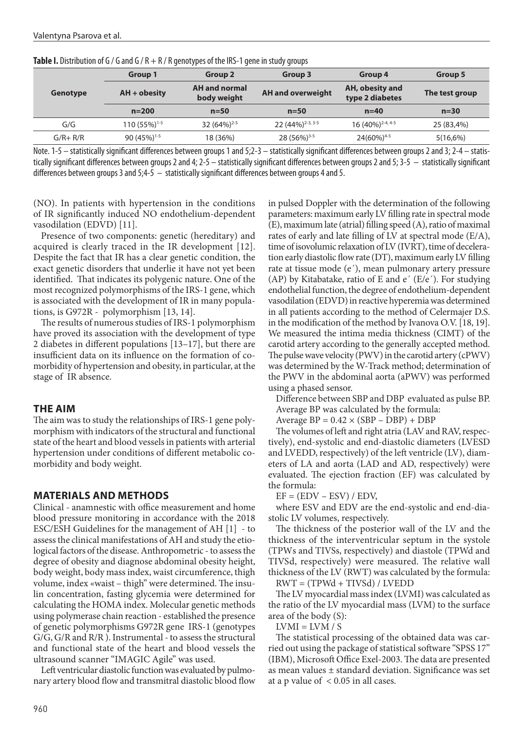**Table I.** Distribution of G / G and G / R + R / R genotypes of the IRS-1 gene in study groups

| Genotype | Group 1 | Group 2 | Group 3 | Group 4 | Group 5 |
|---|---|---|---|---|---|
| | AH + obesity | AH and normal body weight | AH and overweight | AH, obesity and type 2 diabetes | The test group |
| | n=200 | n=50 | n=50 | n=40 | n=30 |
| G/G | 110 (55%)[1-5] | 32 (64%)[2-5] | 22 (44%)[2-3, 3-5] | 16 (40%)[2-4, 4-5] | 25 (83,4%) |
| G/R+ R/R | 90 (45%)[1-5] | 18 (36%) | 28 (56%)[3-5] | 24(60%)[4-5] | 5(16,6%) |

Note. 1-5 – statistically significant differences between groups 1 and 5;2-3 – statistically significant differences between groups 2 and 3; 2-4 – statistically significant differences between groups 2 and 4; 2-5 – statistically significant differences between groups 2 and 5; 3-5 – statistically significant differences between groups 3 and 5;4-5 – statistically significant differences between groups 4 and 5.

(NO). In patients with hypertension in the conditions of IR significantly induced NO endothelium-dependent vasodilation (EDVD) [11].

Presence of two components: genetic (hereditary) and acquired is clearly traced in the IR development [12]. Despite the fact that IR has a clear genetic condition, the exact genetic disorders that underlie it have not yet been identified. That indicates its polygenic nature. One of the most recognized polymorphisms of the IRS-1 gene, which is associated with the development of IR in many populations, is G972R - polymorphism [13, 14].

The results of numerous studies of IRS-1 polymorphism have proved its association with the development of type 2 diabetes in different populations [13–17], but there are insufficient data on its influence on the formation of comorbidity of hypertension and obesity, in particular, at the stage of IR absence.

## THE AIM

The aim was to study the relationships of IRS-1 gene polymorphism with indicators of the structural and functional state of the heart and blood vessels in patients with arterial hypertension under conditions of different metabolic comorbidity and body weight.

## MATERIALS AND METHODS

Clinical - anamnestic with office measurement and home blood pressure monitoring in accordance with the 2018 ESC/ESH Guidelines for the management of AH [1] - to assess the clinical manifestations of AH and study the etiological factors of the disease. Anthropometric - to assess the degree of obesity and diagnose abdominal obesity height, body weight, body mass index, waist circumference, thigh volume, index «waist – thigh" were determined. The insulin concentration, fasting glycemia were determined for calculating the HOMA index. Molecular genetic methods using polymerase chain reaction - established the presence of genetic polymorphisms G972R gene IRS-1 (genotypes G/G, G/R and R/R ). Instrumental - to assess the structural and functional state of the heart and blood vessels the ultrasound scanner "IMAGIC Agile" was used.

Left ventricular diastolic function was evaluated by pulmonary artery blood flow and transmitral diastolic blood flow in pulsed Doppler with the determination of the following parameters: maximum early LV filling rate in spectral mode (E), maximum late (atrial) filling speed (A), ratio of maximal rates of early and late filling of LV at spectral mode (E/A), time of isovolumic relaxation of LV (IVRT), time of deceleration early diastolic flow rate (DT), maximum early LV filling rate at tissue mode (e´), mean pulmonary artery pressure (AP) by Kitabatake, ratio of E and e´ (E/e´). For studying endothelial function, the degree of endothelium-dependent vasodilation (EDVD) in reactive hyperemia was determined in all patients according to the method of Celermajer D.S. in the modification of the method by Ivanova O.V. [18, 19]. We measured the intima media thickness (CIMT) of the carotid artery according to the generally accepted method. The pulse wave velocity (PWV) in the carotid artery (cPWV) was determined by the W-Track method; determination of the PWV in the abdominal aorta (aPWV) was performed using a phased sensor.

Difference between SBP and DBP evaluated as pulse BP.

Average BP was calculated by the formula:

$$\text{Average BP} = 0.42 \times (\text{SBP} - \text{DBP}) + \text{DBP}$$

The volumes of left and right atria (LAV and RAV, respectively), end-systolic and end-diastolic diameters (LVESD and LVEDD, respectively) of the left ventricle (LV), diameters of LA and aorta (LAD and AD, respectively) were evaluated. The ejection fraction (EF) was calculated by the formula:

$$\text{EF} = (\text{EDV} - \text{ESV}) / \text{EDV},$$

where ESV and EDV are the end-systolic and end-diastolic LV volumes, respectively.

The thickness of the posterior wall of the LV and the thickness of the interventricular septum in the systole (TPWs and TIVSs, respectively) and diastole (TPWd and TIVSd, respectively) were measured. The relative wall thickness of the LV (RWT) was calculated by the formula:

$$\text{RWT} = (\text{TPWd} + \text{TIVSd}) / \text{LVEDD}$$

The LV myocardial mass index (LVMI) was calculated as the ratio of the LV myocardial mass (LVM) to the surface area of the body (S):

$$\text{LVMI} = \text{LVM} / \text{S}$$

The statistical processing of the obtained data was carried out using the package of statistical software "SPSS 17" (IBM), Microsoft Office Exel-2003. The data are presented as mean values ± standard deviation. Significance was set at a p value of $< 0.05$ in all cases.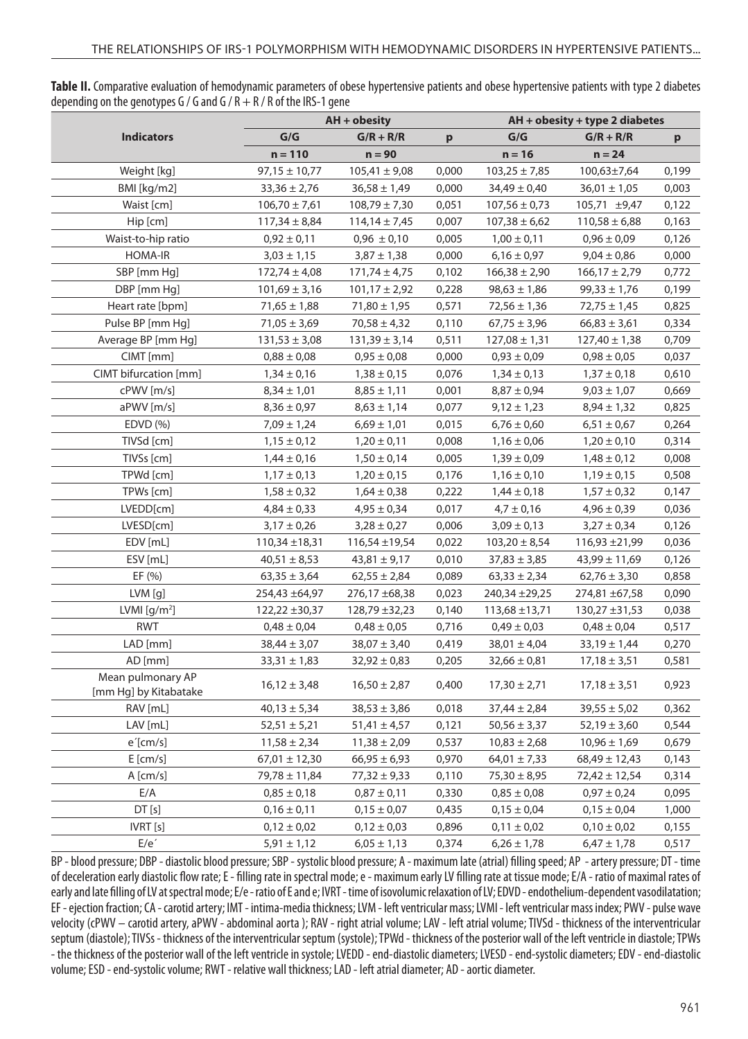**Table II.** Comparative evaluation of hemodynamic parameters of obese hypertensive patients and obese hypertensive patients with type 2 diabetes depending on the genotypes G / G and G / R + R / R of the IRS-1 gene

| Indicators | AH + obesity | | | AH + obesity + type 2 diabetes | | |
|---|---|---|---|---|---|---|
| | G/G | G/R + R/R | p | G/G | G/R + R/R | p |
| | n = 110 | n = 90 | | n = 16 | n = 24 | |
| Weight [kg] | 97,15 ± 10,77 | 105,41 ± 9,08 | 0,000 | 103,25 ± 7,85 | 100,63±7,64 | 0,199 |
| BMI [kg/m2] | 33,36 ± 2,76 | 36,58 ± 1,49 | 0,000 | 34,49 ± 0,40 | 36,01 ± 1,05 | 0,003 |
| Waist [cm] | 106,70 ± 7,61 | 108,79 ± 7,30 | 0,051 | 107,56 ± 0,73 | 105,71 ±9,47 | 0,122 |
| Hip [cm] | 117,34 ± 8,84 | 114,14 ± 7,45 | 0,007 | 107,38 ± 6,62 | 110,58 ± 6,88 | 0,163 |
| Waist-to-hip ratio | 0,92 ± 0,11 | 0,96 ± 0,10 | 0,005 | 1,00 ± 0,11 | 0,96 ± 0,09 | 0,126 |
| HOMA-IR | 3,03 ± 1,15 | 3,87 ± 1,38 | 0,000 | 6,16 ± 0,97 | 9,04 ± 0,86 | 0,000 |
| SBP [mm Hg] | 172,74 ± 4,08 | 171,74 ± 4,75 | 0,102 | 166,38 ± 2,90 | 166,17 ± 2,79 | 0,772 |
| DBP [mm Hg] | 101,69 ± 3,16 | 101,17 ± 2,92 | 0,228 | 98,63 ± 1,86 | 99,33 ± 1,76 | 0,199 |
| Heart rate [bpm] | 71,65 ± 1,88 | 71,80 ± 1,95 | 0,571 | 72,56 ± 1,36 | 72,75 ± 1,45 | 0,825 |
| Pulse BP [mm Hg] | 71,05 ± 3,69 | 70,58 ± 4,32 | 0,110 | 67,75 ± 3,96 | 66,83 ± 3,61 | 0,334 |
| Average BP [mm Hg] | 131,53 ± 3,08 | 131,39 ± 3,14 | 0,511 | 127,08 ± 1,31 | 127,40 ± 1,38 | 0,709 |
| CIMT [mm] | 0,88 ± 0,08 | 0,95 ± 0,08 | 0,000 | 0,93 ± 0,09 | 0,98 ± 0,05 | 0,037 |
| CIMT bifurcation [mm] | 1,34 ± 0,16 | 1,38 ± 0,15 | 0,076 | 1,34 ± 0,13 | 1,37 ± 0,18 | 0,610 |
| cPWV [m/s] | 8,34 ± 1,01 | 8,85 ± 1,11 | 0,001 | 8,87 ± 0,94 | 9,03 ± 1,07 | 0,669 |
| aPWV [m/s] | 8,36 ± 0,97 | 8,63 ± 1,14 | 0,077 | 9,12 ± 1,23 | 8,94 ± 1,32 | 0,825 |
| EDVD (%) | 7,09 ± 1,24 | 6,69 ± 1,01 | 0,015 | 6,76 ± 0,60 | 6,51 ± 0,67 | 0,264 |
| TIVSd [cm] | 1,15 ± 0,12 | 1,20 ± 0,11 | 0,008 | 1,16 ± 0,06 | 1,20 ± 0,10 | 0,314 |
| TIVSs [cm] | 1,44 ± 0,16 | 1,50 ± 0,14 | 0,005 | 1,39 ± 0,09 | 1,48 ± 0,12 | 0,008 |
| TPWd [cm] | 1,17 ± 0,13 | 1,20 ± 0,15 | 0,176 | 1,16 ± 0,10 | 1,19 ± 0,15 | 0,508 |
| TPWs [cm] | 1,58 ± 0,32 | 1,64 ± 0,38 | 0,222 | 1,44 ± 0,18 | 1,57 ± 0,32 | 0,147 |
| LVEDD[cm] | 4,84 ± 0,33 | 4,95 ± 0,34 | 0,017 | 4,7 ± 0,16 | 4,96 ± 0,39 | 0,036 |
| LVESD[cm] | 3,17 ± 0,26 | 3,28 ± 0,27 | 0,006 | 3,09 ± 0,13 | 3,27 ± 0,34 | 0,126 |
| EDV [mL] | 110,34 ±18,31 | 116,54 ±19,54 | 0,022 | 103,20 ± 8,54 | 116,93 ±21,99 | 0,036 |
| ESV [mL] | 40,51 ± 8,53 | 43,81 ± 9,17 | 0,010 | 37,83 ± 3,85 | 43,99 ± 11,69 | 0,126 |
| EF (%) | 63,35 ± 3,64 | 62,55 ± 2,84 | 0,089 | 63,33 ± 2,34 | 62,76 ± 3,30 | 0,858 |
| LVM [g] | 254,43 ±64,97 | 276,17 ±68,38 | 0,023 | 240,34 ±29,25 | 274,81 ±67,58 | 0,090 |
| LVMI [g/m²] | 122,22 ±30,37 | 128,79 ±32,23 | 0,140 | 113,68 ±13,71 | 130,27 ±31,53 | 0,038 |
| RWT | 0,48 ± 0,04 | 0,48 ± 0,05 | 0,716 | 0,49 ± 0,03 | 0,48 ± 0,04 | 0,517 |
| LAD [mm] | 38,44 ± 3,07 | 38,07 ± 3,40 | 0,419 | 38,01 ± 4,04 | 33,19 ± 1,44 | 0,270 |
| AD [mm] | 33,31 ± 1,83 | 32,92 ± 0,83 | 0,205 | 32,66 ± 0,81 | 17,18 ± 3,51 | 0,581 |
| Mean pulmonary AP [mm Hg] by Kitabatake | 16,12 ± 3,48 | 16,50 ± 2,87 | 0,400 | 17,30 ± 2,71 | 17,18 ± 3,51 | 0,923 |
| RAV [mL] | 40,13 ± 5,34 | 38,53 ± 3,86 | 0,018 | 37,44 ± 2,84 | 39,55 ± 5,02 | 0,362 |
| LAV [mL] | 52,51 ± 5,21 | 51,41 ± 4,57 | 0,121 | 50,56 ± 3,37 | 52,19 ± 3,60 | 0,544 |
| e´[cm/s] | 11,58 ± 2,34 | 11,38 ± 2,09 | 0,537 | 10,83 ± 2,68 | 10,96 ± 1,69 | 0,679 |
| E [cm/s] | 67,01 ± 12,30 | 66,95 ± 6,93 | 0,970 | 64,01 ± 7,33 | 68,49 ± 12,43 | 0,143 |
| A [cm/s] | 79,78 ± 11,84 | 77,32 ± 9,33 | 0,110 | 75,30 ± 8,95 | 72,42 ± 12,54 | 0,314 |
| E/A | 0,85 ± 0,18 | 0,87 ± 0,11 | 0,330 | 0,85 ± 0,08 | 0,97 ± 0,24 | 0,095 |
| DT [s] | 0,16 ± 0,11 | 0,15 ± 0,07 | 0,435 | 0,15 ± 0,04 | 0,15 ± 0,04 | 1,000 |
| IVRT [s] | 0,12 ± 0,02 | 0,12 ± 0,03 | 0,896 | 0,11 ± 0,02 | 0,10 ± 0,02 | 0,155 |
| E/e´ | 5,91 ± 1,12 | 6,05 ± 1,13 | 0,374 | 6,26 ± 1,78 | 6,47 ± 1,78 | 0,517 |

BP - blood pressure; DBP - diastolic blood pressure; SBP - systolic blood pressure; A - maximum late (atrial) filling speed; AP - artery pressure; DT - time of deceleration early diastolic flow rate; E - filling rate in spectral mode; e - maximum early LV filling rate at tissue mode; E/A - ratio of maximal rates of early and late filling of LV at spectral mode; E/e - ratio of E and e; IVRT - time of isovolumic relaxation of LV; EDVD - endothelium-dependent vasodilatation; EF - ejection fraction; CA - carotid artery; IMT - intima-media thickness; LVM - left ventricular mass; LVMI - left ventricular mass index; PWV - pulse wave velocity (cPWV – carotid artery, aPWV - abdominal aorta ); RAV - right atrial volume; LAV - left atrial volume; TIVSd - thickness of the interventricular septum (diastole); TIVSs - thickness of the interventricular septum (systole); TPWd - thickness of the posterior wall of the left ventricle in diastole; TPWs - the thickness of the posterior wall of the left ventricle in systole; LVEDD - end-diastolic diameters; LVESD - end-systolic diameters; EDV - end-diastolic volume; ESD - end-systolic volume; RWT - relative wall thickness; LAD - left atrial diameter; AD - aortic diameter.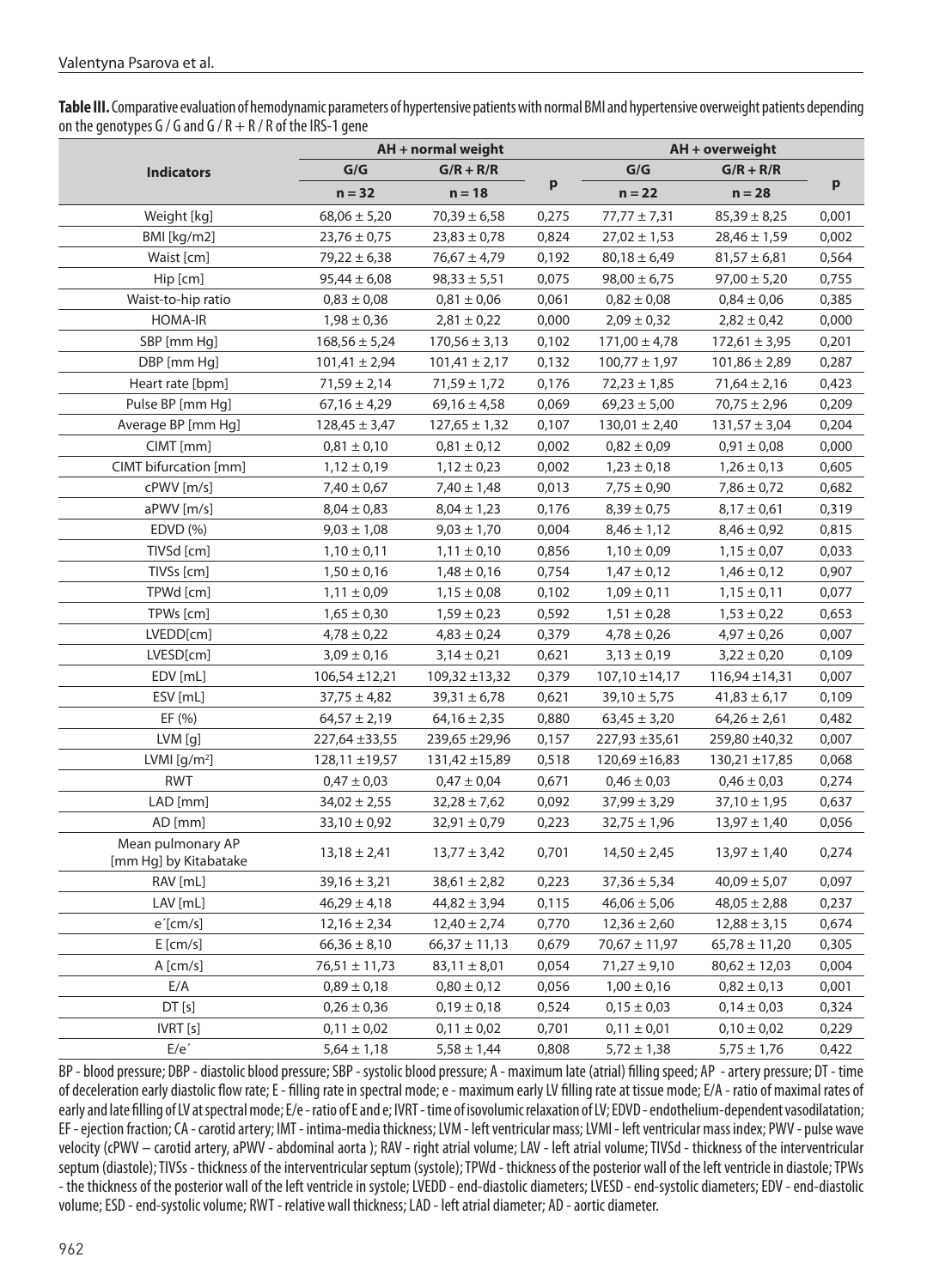**Table III.** Comparative evaluation of hemodynamic parameters of hypertensive patients with normal BMI and hypertensive overweight patients depending on the genotypes G / G and G / R + R / R of the IRS-1 gene

| Indicators | AH + normal weight | | | AH + overweight | | |
|---|---|---|---|---|---|---|
| | G/G | G/R + R/R | p | G/G | G/R + R/R | p |
| | n = 32 | n = 18 | | n = 22 | n = 28 | |
| Weight [kg] | 68,06 ± 5,20 | 70,39 ± 6,58 | 0,275 | 77,77 ± 7,31 | 85,39 ± 8,25 | 0,001 |
| BMI [kg/m2] | 23,76 ± 0,75 | 23,83 ± 0,78 | 0,824 | 27,02 ± 1,53 | 28,46 ± 1,59 | 0,002 |
| Waist [cm] | 79,22 ± 6,38 | 76,67 ± 4,79 | 0,192 | 80,18 ± 6,49 | 81,57 ± 6,81 | 0,564 |
| Hip [cm] | 95,44 ± 6,08 | 98,33 ± 5,51 | 0,075 | 98,00 ± 6,75 | 97,00 ± 5,20 | 0,755 |
| Waist-to-hip ratio | 0,83 ± 0,08 | 0,81 ± 0,06 | 0,061 | 0,82 ± 0,08 | 0,84 ± 0,06 | 0,385 |
| HOMA-IR | 1,98 ± 0,36 | 2,81 ± 0,22 | 0,000 | 2,09 ± 0,32 | 2,82 ± 0,42 | 0,000 |
| SBP [mm Hg] | 168,56 ± 5,24 | 170,56 ± 3,13 | 0,102 | 171,00 ± 4,78 | 172,61 ± 3,95 | 0,201 |
| DBP [mm Hg] | 101,41 ± 2,94 | 101,41 ± 2,17 | 0,132 | 100,77 ± 1,97 | 101,86 ± 2,89 | 0,287 |
| Heart rate [bpm] | 71,59 ± 2,14 | 71,59 ± 1,72 | 0,176 | 72,23 ± 1,85 | 71,64 ± 2,16 | 0,423 |
| Pulse BP [mm Hg] | 67,16 ± 4,29 | 69,16 ± 4,58 | 0,069 | 69,23 ± 5,00 | 70,75 ± 2,96 | 0,209 |
| Average BP [mm Hg] | 128,45 ± 3,47 | 127,65 ± 1,32 | 0,107 | 130,01 ± 2,40 | 131,57 ± 3,04 | 0,204 |
| CIMT [mm] | 0,81 ± 0,10 | 0,81 ± 0,12 | 0,002 | 0,82 ± 0,09 | 0,91 ± 0,08 | 0,000 |
| CIMT bifurcation [mm] | 1,12 ± 0,19 | 1,12 ± 0,23 | 0,002 | 1,23 ± 0,18 | 1,26 ± 0,13 | 0,605 |
| cPWV [m/s] | 7,40 ± 0,67 | 7,40 ± 1,48 | 0,013 | 7,75 ± 0,90 | 7,86 ± 0,72 | 0,682 |
| aPWV [m/s] | 8,04 ± 0,83 | 8,04 ± 1,23 | 0,176 | 8,39 ± 0,75 | 8,17 ± 0,61 | 0,319 |
| EDVD (%) | 9,03 ± 1,08 | 9,03 ± 1,70 | 0,004 | 8,46 ± 1,12 | 8,46 ± 0,92 | 0,815 |
| TIVSd [cm] | 1,10 ± 0,11 | 1,11 ± 0,10 | 0,856 | 1,10 ± 0,09 | 1,15 ± 0,07 | 0,033 |
| TIVSs [cm] | 1,50 ± 0,16 | 1,48 ± 0,16 | 0,754 | 1,47 ± 0,12 | 1,46 ± 0,12 | 0,907 |
| TPWd [cm] | 1,11 ± 0,09 | 1,15 ± 0,08 | 0,102 | 1,09 ± 0,11 | 1,15 ± 0,11 | 0,077 |
| TPWs [cm] | 1,65 ± 0,30 | 1,59 ± 0,23 | 0,592 | 1,51 ± 0,28 | 1,53 ± 0,22 | 0,653 |
| LVEDD[cm] | 4,78 ± 0,22 | 4,83 ± 0,24 | 0,379 | 4,78 ± 0,26 | 4,97 ± 0,26 | 0,007 |
| LVESD[cm] | 3,09 ± 0,16 | 3,14 ± 0,21 | 0,621 | 3,13 ± 0,19 | 3,22 ± 0,20 | 0,109 |
| EDV [mL] | 106,54 ±12,21 | 109,32 ±13,32 | 0,379 | 107,10 ±14,17 | 116,94 ±14,31 | 0,007 |
| ESV [mL] | 37,75 ± 4,82 | 39,31 ± 6,78 | 0,621 | 39,10 ± 5,75 | 41,83 ± 6,17 | 0,109 |
| EF (%) | 64,57 ± 2,19 | 64,16 ± 2,35 | 0,880 | 63,45 ± 3,20 | 64,26 ± 2,61 | 0,482 |
| LVM [g] | 227,64 ±33,55 | 239,65 ±29,96 | 0,157 | 227,93 ±35,61 | 259,80 ±40,32 | 0,007 |
| LVMI [g/m²] | 128,11 ±19,57 | 131,42 ±15,89 | 0,518 | 120,69 ±16,83 | 130,21 ±17,85 | 0,068 |
| RWT | 0,47 ± 0,03 | 0,47 ± 0,04 | 0,671 | 0,46 ± 0,03 | 0,46 ± 0,03 | 0,274 |
| LAD [mm] | 34,02 ± 2,55 | 32,28 ± 7,62 | 0,092 | 37,99 ± 3,29 | 37,10 ± 1,95 | 0,637 |
| AD [mm] | 33,10 ± 0,92 | 32,91 ± 0,79 | 0,223 | 32,75 ± 1,96 | 13,97 ± 1,40 | 0,056 |
| Mean pulmonary AP [mm Hg] by Kitabatake | 13,18 ± 2,41 | 13,77 ± 3,42 | 0,701 | 14,50 ± 2,45 | 13,97 ± 1,40 | 0,274 |
| RAV [mL] | 39,16 ± 3,21 | 38,61 ± 2,82 | 0,223 | 37,36 ± 5,34 | 40,09 ± 5,07 | 0,097 |
| LAV [mL] | 46,29 ± 4,18 | 44,82 ± 3,94 | 0,115 | 46,06 ± 5,06 | 48,05 ± 2,88 | 0,237 |
| e´[cm/s] | 12,16 ± 2,34 | 12,40 ± 2,74 | 0,770 | 12,36 ± 2,60 | 12,88 ± 3,15 | 0,674 |
| E [cm/s] | 66,36 ± 8,10 | 66,37 ± 11,13 | 0,679 | 70,67 ± 11,97 | 65,78 ± 11,20 | 0,305 |
| A [cm/s] | 76,51 ± 11,73 | 83,11 ± 8,01 | 0,054 | 71,27 ± 9,10 | 80,62 ± 12,03 | 0,004 |
| E/A | 0,89 ± 0,18 | 0,80 ± 0,12 | 0,056 | 1,00 ± 0,16 | 0,82 ± 0,13 | 0,001 |
| DT [s] | 0,26 ± 0,36 | 0,19 ± 0,18 | 0,524 | 0,15 ± 0,03 | 0,14 ± 0,03 | 0,324 |
| IVRT [s] | 0,11 ± 0,02 | 0,11 ± 0,02 | 0,701 | 0,11 ± 0,01 | 0,10 ± 0,02 | 0,229 |
| E/e´ | 5,64 ± 1,18 | 5,58 ± 1,44 | 0,808 | 5,72 ± 1,38 | 5,75 ± 1,76 | 0,422 |

BP - blood pressure; DBP - diastolic blood pressure; SBP - systolic blood pressure; A - maximum late (atrial) filling speed; AP - artery pressure; DT - time of deceleration early diastolic flow rate; E - filling rate in spectral mode; e - maximum early LV filling rate at tissue mode; E/A - ratio of maximal rates of early and late filling of LV at spectral mode; E/e - ratio of E and e; IVRT - time of isovolumic relaxation of LV; EDVD - endothelium-dependent vasodilatation; EF - ejection fraction; CA - carotid artery; IMT - intima-media thickness; LVM - left ventricular mass; LVMI - left ventricular mass index; PWV - pulse wave velocity (cPWV – carotid artery, aPWV - abdominal aorta ); RAV - right atrial volume; LAV - left atrial volume; TIVSd - thickness of the interventricular septum (diastole); TIVSs - thickness of the interventricular septum (systole); TPWd - thickness of the posterior wall of the left ventricle in diastole; TPWs - the thickness of the posterior wall of the left ventricle in systole; LVEDD - end-diastolic diameters; LVESD - end-systolic diameters; EDV - end-diastolic volume; ESD - end-systolic volume; RWT - relative wall thickness; LAD - left atrial diameter; AD - aortic diameter.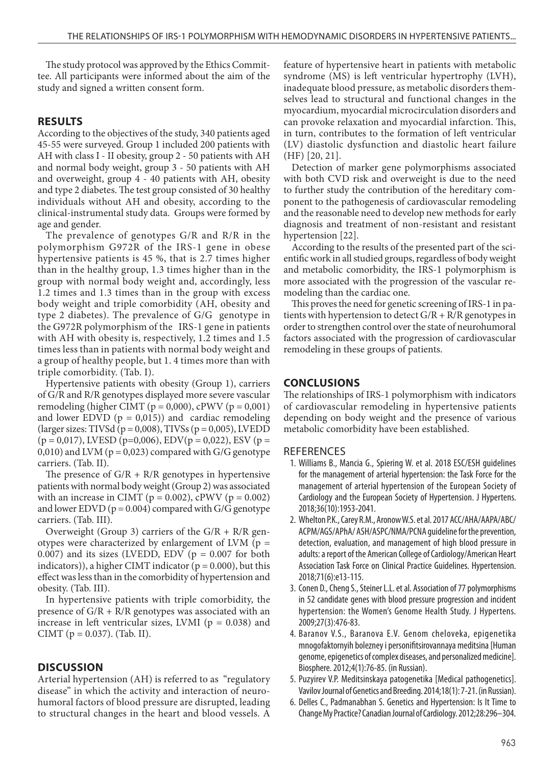The study protocol was approved by the Ethics Committee. All participants were informed about the aim of the study and signed a written consent form.

## RESULTS

According to the objectives of the study, 340 patients aged 45-55 were surveyed. Group 1 included 200 patients with AH with class I - II obesity, group 2 - 50 patients with AH and normal body weight, group 3 - 50 patients with AH and overweight, group 4 - 40 patients with AH, obesity and type 2 diabetes. The test group consisted of 30 healthy individuals without AH and obesity, according to the clinical-instrumental study data. Groups were formed by age and gender.

The prevalence of genotypes G/R and R/R in the polymorphism G972R of the IRS-1 gene in obese hypertensive patients is 45 %, that is 2.7 times higher than in the healthy group, 1.3 times higher than in the group with normal body weight and, accordingly, less 1.2 times and 1.3 times than in the group with excess body weight and triple comorbidity (AH, obesity and type 2 diabetes). The prevalence of G/G genotype in the G972R polymorphism of the IRS-1 gene in patients with AH with obesity is, respectively, 1.2 times and 1.5 times less than in patients with normal body weight and a group of healthy people, but 1. 4 times more than with triple comorbidity. (Tab. I).

Hypertensive patients with obesity (Group 1), carriers of G/R and R/R genotypes displayed more severe vascular remodeling (higher CIMT ($p = 0,000$), cPWV ($p = 0,001$) and lower EDVD ($p = 0,015$)) and cardiac remodeling (larger sizes: TIVSd ($p = 0,008$), TIVSs ($p = 0,005$), LVEDD ($p = 0,017$), LVESD ($p=0,006$), EDV($p = 0,022$), ESV ($p = 0,010$) and LVM ($p = 0,023$) compared with G/G genotype carriers. (Tab. II).

The presence of G/R + R/R genotypes in hypertensive patients with normal body weight (Group 2) was associated with an increase in CIMT ($p = 0.002$), cPWV ($p = 0.002$) and lower EDVD ($p = 0.004$) compared with G/G genotype carriers. (Tab. III).

Overweight (Group 3) carriers of the G/R + R/R genotypes were characterized by enlargement of LVM ($p = 0.007$) and its sizes (LVEDD, EDV ($p = 0.007$ for both indicators)), a higher CIMT indicator ($p = 0.000$), but this effect was less than in the comorbidity of hypertension and obesity. (Tab. III).

In hypertensive patients with triple comorbidity, the presence of G/R + R/R genotypes was associated with an increase in left ventricular sizes, LVMI ($p = 0.038$) and CIMT ($p = 0.037$). (Tab. II).

## DISCUSSION

Arterial hypertension (AH) is referred to as "regulatory disease" in which the activity and interaction of neurohumoral factors of blood pressure are disrupted, leading to structural changes in the heart and blood vessels. A feature of hypertensive heart in patients with metabolic syndrome (MS) is left ventricular hypertrophy (LVH), inadequate blood pressure, as metabolic disorders themselves lead to structural and functional changes in the myocardium, myocardial microcirculation disorders and can provoke relaxation and myocardial infarction. This, in turn, contributes to the formation of left ventricular (LV) diastolic dysfunction and diastolic heart failure (HF) [20, 21].

Detection of marker gene polymorphisms associated with both CVD risk and overweight is due to the need to further study the contribution of the hereditary component to the pathogenesis of cardiovascular remodeling and the reasonable need to develop new methods for early diagnosis and treatment of non-resistant and resistant hypertension [22].

According to the results of the presented part of the scientific work in all studied groups, regardless of body weight and metabolic comorbidity, the IRS-1 polymorphism is more associated with the progression of the vascular remodeling than the cardiac one.

This proves the need for genetic screening of IRS-1 in patients with hypertension to detect G/R + R/R genotypes in order to strengthen control over the state of neurohumoral factors associated with the progression of cardiovascular remodeling in these groups of patients.

## CONCLUSIONS

The relationships of IRS-1 polymorphism with indicators of cardiovascular remodeling in hypertensive patients depending on body weight and the presence of various metabolic comorbidity have been established.

## REFERENCES

1. Williams B., Mancia G., Spiering W. et al. 2018 ESC/ESH guidelines for the management of arterial hypertension: the Task Force for the management of arterial hypertension of the European Society of Cardiology and the European Society of Hypertension. J Hypertens. 2018;36(10):1953-2041.
2. Whelton P.K., Carey R.M., Aronow W.S. et al. 2017 ACC/AHA/AAPA/ABC/ACPM/AGS/APhA/ ASH/ASPC/NMA/PCNA guideline for the prevention, detection, evaluation, and management of high blood pressure in adults: a report of the American College of Cardiology/American Heart Association Task Force on Clinical Practice Guidelines. Hypertension. 2018;71(6):e13-115.
3. Conen D., Cheng S., Steiner L.L. et al. Association of 77 polymorphisms in 52 candidate genes with blood pressure progression and incident hypertension: the Women's Genome Health Study. J Hypertens. 2009;27(3):476-83.
4. Baranov V.S., Baranova E.V. Genom cheloveka, epigenetika mnogofaktornyih bolezney i personifitsirovannaya meditsina [Human genome, epigenetics of complex diseases, and personalized medicine]. Biosphere. 2012;4(1):76-85. (in Russian).
5. Puzyirev V.P. Meditsinskaya patogenetika [Medical pathogenetics]. Vavilov Journal of Genetics and Breeding. 2014;18(1): 7-21. (in Russian).
6. Delles C., Padmanabhan S. Genetics and Hypertension: Is It Time to Change My Practice? Canadian Journal of Cardiology. 2012;28:296–304.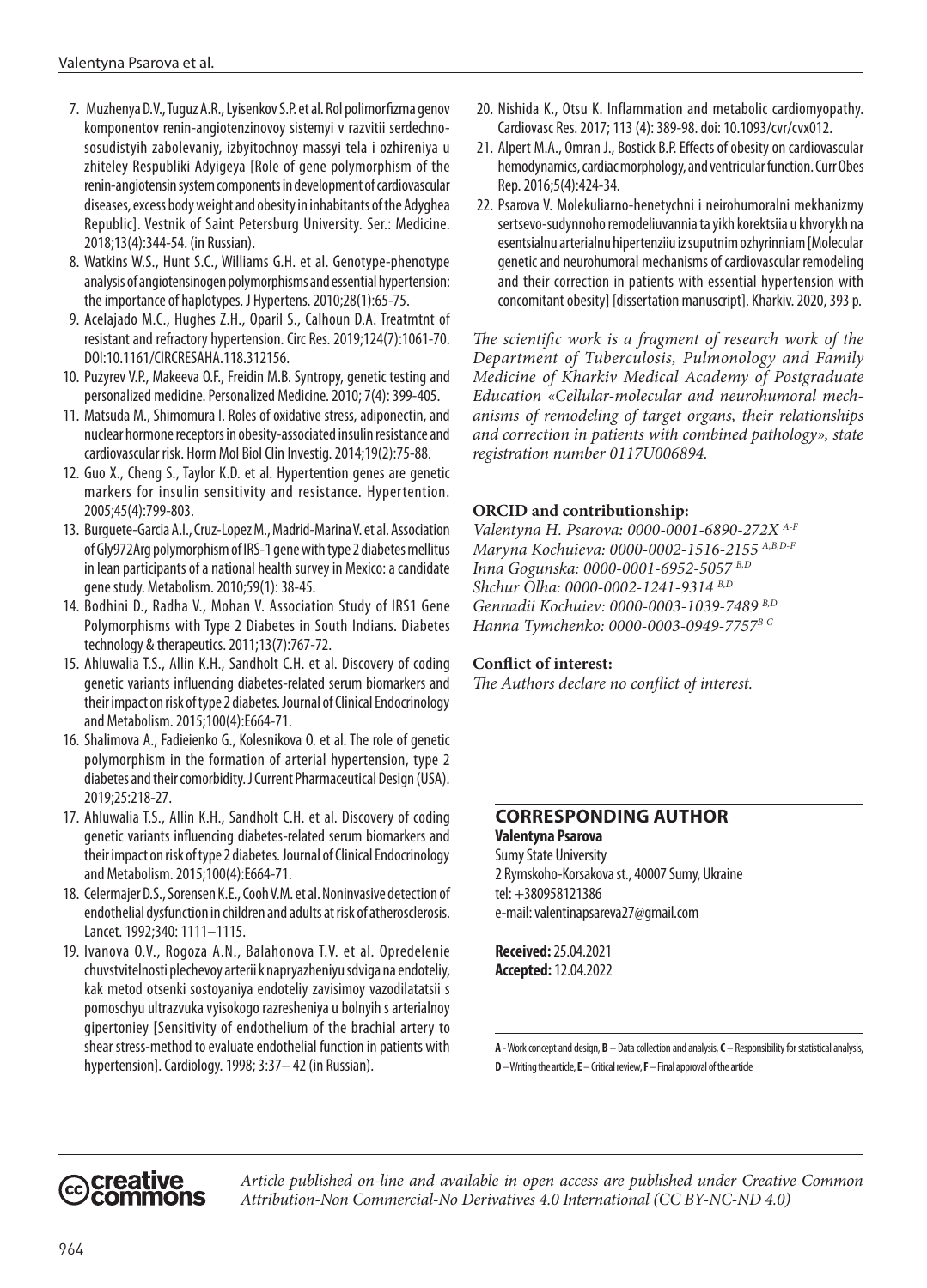7. Muzhenya D.V., Tuguz A.R., Lyisenkov S.P. et al. Rol polimorfizma genov komponentov renin-angiotenzinovoy sistemyi v razvitii serdechno-sosudistyih zabolevaniy, izbyitochnoy massyi tela i ozhireniya u zhiteley Respubliki Adyigeya [Role of gene polymorphism of the renin-angiotensin system components in development of cardiovascular diseases, excess body weight and obesity in inhabitants of the Adyghea Republic]. Vestnik of Saint Petersburg University. Ser.: Medicine. 2018;13(4):344-54. (in Russian).
8. Watkins W.S., Hunt S.C., Williams G.H. et al. Genotype-phenotype analysis of angiotensinogen polymorphisms and essential hypertension: the importance of haplotypes. J Hypertens. 2010;28(1):65-75.
9. Acelajado M.C., Hughes Z.H., Oparil S., Calhoun D.A. Treatmtnt of resistant and refractory hypertension. Circ Res. 2019;124(7):1061-70. DOI:10.1161/CIRCRESAHA.118.312156.
10. Puzyrev V.P., Makeeva O.F., Freidin M.B. Syntropy, genetic testing and personalized medicine. Personalized Medicine. 2010; 7(4): 399-405.
11. Matsuda M., Shimomura I. Roles of oxidative stress, adiponectin, and nuclear hormone receptors in obesity-associated insulin resistance and cardiovascular risk. Horm Mol Biol Clin Investig. 2014;19(2):75-88.
12. Guo X., Cheng S., Taylor K.D. et al. Hypertention genes are genetic markers for insulin sensitivity and resistance. Hypertention. 2005;45(4):799-803.
13. Burguete-Garcia A.I., Cruz-Lopez M., Madrid-Marina V. et al. Association of Gly972Arg polymorphism of IRS-1 gene with type 2 diabetes mellitus in lean participants of a national health survey in Mexico: a candidate gene study. Metabolism. 2010;59(1): 38-45.
14. Bodhini D., Radha V., Mohan V. Association Study of IRS1 Gene Polymorphisms with Type 2 Diabetes in South Indians. Diabetes technology & therapeutics. 2011;13(7):767-72.
15. Ahluwalia T.S., Allin K.H., Sandholt C.H. et al. Discovery of coding genetic variants influencing diabetes-related serum biomarkers and their impact on risk of type 2 diabetes. Journal of Clinical Endocrinology and Metabolism. 2015;100(4):E664-71.
16. Shalimova A., Fadieienko G., Kolesnikova O. et al. The role of genetic polymorphism in the formation of arterial hypertension, type 2 diabetes and their comorbidity. J Current Pharmaceutical Design (USA). 2019;25:218-27.
17. Ahluwalia T.S., Allin K.H., Sandholt C.H. et al. Discovery of coding genetic variants influencing diabetes-related serum biomarkers and their impact on risk of type 2 diabetes. Journal of Clinical Endocrinology and Metabolism. 2015;100(4):E664-71.
18. Celermajer D.S., Sorensen K.E., Cooh V.M. et al. Noninvasive detection of endothelial dysfunction in children and adults at risk of atherosclerosis. Lancet. 1992;340: 1111–1115.
19. Ivanova O.V., Rogoza A.N., Balahonova T.V. et al. Opredelenie chuvstvitelnosti plechevoy arterii k napryazheniyu sdviga na endoteliy, kak metod otsenki sostoyaniya endoteliy zavisimoy vazodilatatsii s pomoschyu ultrazvuka vyisokogo razresheniya u bolnyih s arterialnoy gipertoniey [Sensitivity of endothelium of the brachial artery to shear stress-method to evaluate endothelial function in patients with hypertension]. Cardiology. 1998; 3:37– 42 (in Russian).
20. Nishida K., Otsu K. Inflammation and metabolic cardiomyopathy. Cardiovasc Res. 2017; 113 (4): 389-98. doi: 10.1093/cvr/cvx012.
21. Alpert M.A., Omran J., Bostick B.P. Effects of obesity on cardiovascular hemodynamics, cardiac morphology, and ventricular function. Curr Obes Rep. 2016;5(4):424-34.
22. Psarova V. Molekuliarno-henetychni i neirohumoralni mekhanizmy sertsevo-sudynnoho remodeliuvannia ta yikh korektsiia u khvorykh na esentsialnu arterialnu hipertenziiu iz suputnim ozhyrinniam [Molecular genetic and neurohumoral mechanisms of cardiovascular remodeling and their correction in patients with essential hypertension with concomitant obesity] [dissertation manuscript]. Kharkiv. 2020, 393 p.

*The scientific work is a fragment of research work of the Department of Tuberculosis, Pulmonology and Family Medicine of Kharkiv Medical Academy of Postgraduate Education «Cellular-molecular and neurohumoral mechanisms of remodeling of target organs, their relationships and correction in patients with combined pathology», state registration number 0117U006894.*

**ORCID and contributionship:**

*Valentyna H. Psarova: 0000-0001-6890-272X [A-F]*
*Maryna Kochuieva: 0000-0002-1516-2155 [A,B,D-F]*
*Inna Gogunska: 0000-0001-6952-5057 [B,D]*
*Shchur Olha: 0000-0002-1241-9314 [B,D]*
*Gennadii Kochuiev: 0000-0003-1039-7489 [B,D]*
*Hanna Tymchenko: 0000-0003-0949-7757[B-C]*

**Conflict of interest:**

*The Authors declare no conflict of interest.*

## CORRESPONDING AUTHOR

**Valentyna Psarova**
Sumy State University
2 Rymskoho-Korsakova st., 40007 Sumy, Ukraine
tel: +380958121386
e-mail: valentinapsareva27@gmail.com

**Received:** 25.04.2021
**Accepted:** 12.04.2022

**A** - Work concept and design, **B** – Data collection and analysis, **C** – Responsibility for statistical analysis, **D** – Writing the article, **E** – Critical review, **F** – Final approval of the article

*Article published on-line and available in open access are published under Creative Common Attribution-Non Commercial-No Derivatives 4.0 International (CC BY-NC-ND 4.0)*